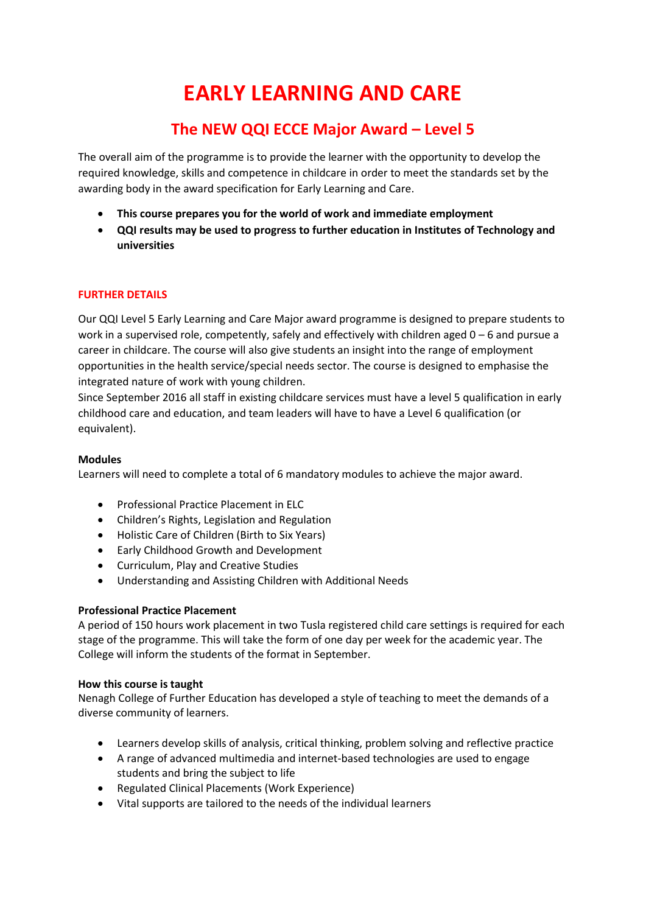# EARLY LEARNING AND CARE

## The NEW QQI ECCE Major Award – Level 5

The overall aim of the programme is to provide the learner with the opportunity to develop the required knowledge, skills and competence in childcare in order to meet the standards set by the awarding body in the award specification for Early Learning and Care.

- **This course prepares you for the world of work and immediate employment**
- **QQI results may be used to progress to further education in Institutes of Technology and universities**

### FURTHER DETAILS

Our QQI Level 5 Early Learning and Care Major award programme is designed to prepare students to work in a supervised role, competently, safely and effectively with children aged 0 – 6 and pursue a career in childcare. The course will also give students an insight into the range of employment opportunities in the health service/special needs sector. The course is designed to emphasise the integrated nature of work with young children.
Since September 2016 all staff in existing childcare services must have a level 5 qualification in early childhood care and education, and team leaders will have to have a Level 6 qualification (or equivalent).

**Modules**
Learners will need to complete a total of 6 mandatory modules to achieve the major award.

- Professional Practice Placement in ELC
- Children's Rights, Legislation and Regulation
- Holistic Care of Children (Birth to Six Years)
- Early Childhood Growth and Development
- Curriculum, Play and Creative Studies
- Understanding and Assisting Children with Additional Needs

**Professional Practice Placement**
A period of 150 hours work placement in two Tusla registered child care settings is required for each stage of the programme. This will take the form of one day per week for the academic year. The College will inform the students of the format in September.

**How this course is taught**
Nenagh College of Further Education has developed a style of teaching to meet the demands of a diverse community of learners.

- Learners develop skills of analysis, critical thinking, problem solving and reflective practice
- A range of advanced multimedia and internet-based technologies are used to engage students and bring the subject to life
- Regulated Clinical Placements (Work Experience)
- Vital supports are tailored to the needs of the individual learners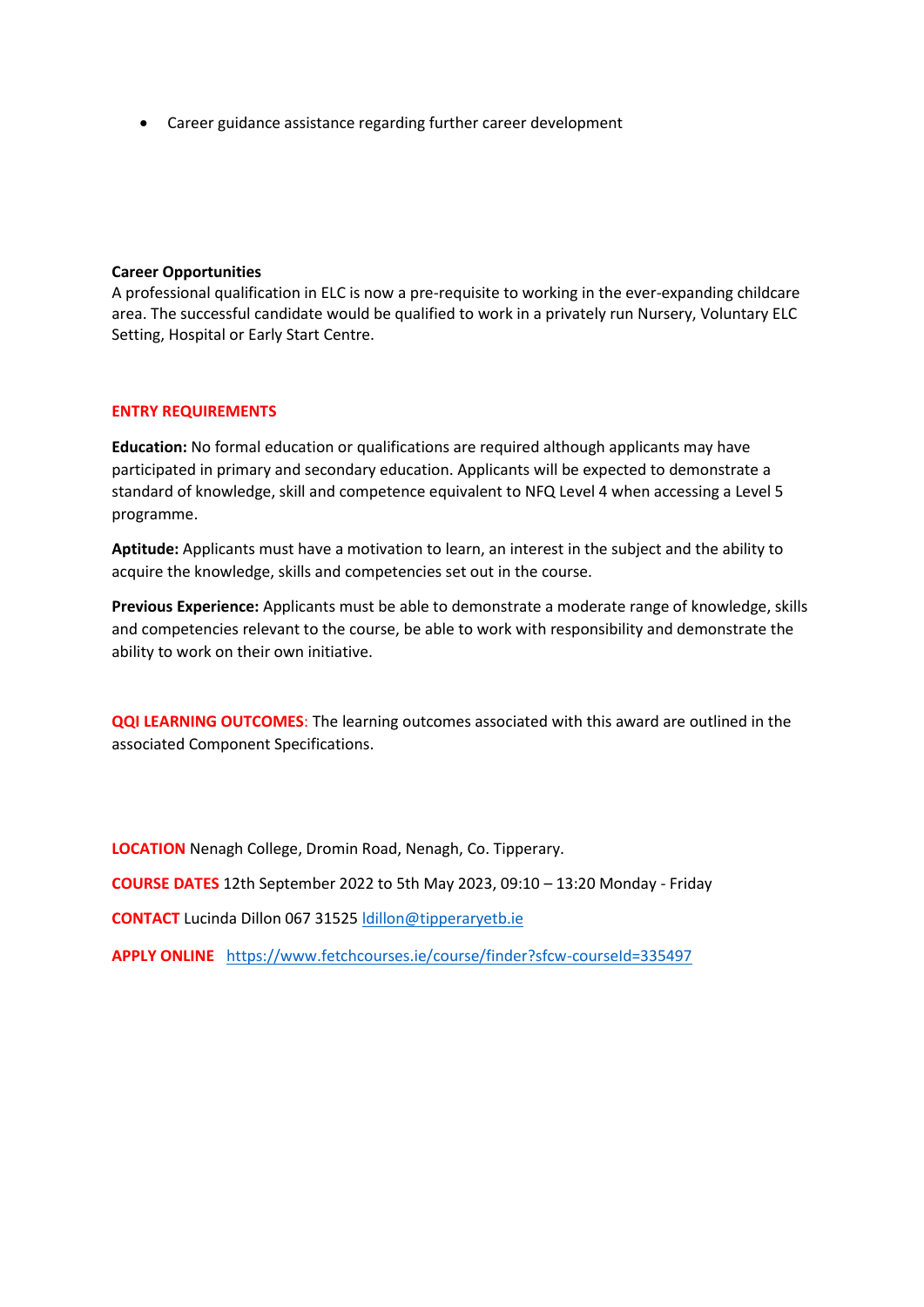- Career guidance assistance regarding further career development

**Career Opportunities**
A professional qualification in ELC is now a pre-requisite to working in the ever-expanding childcare area. The successful candidate would be qualified to work in a privately run Nursery, Voluntary ELC Setting, Hospital or Early Start Centre.

**ENTRY REQUIREMENTS**

**Education:** No formal education or qualifications are required although applicants may have participated in primary and secondary education. Applicants will be expected to demonstrate a standard of knowledge, skill and competence equivalent to NFQ Level 4 when accessing a Level 5 programme.

**Aptitude:** Applicants must have a motivation to learn, an interest in the subject and the ability to acquire the knowledge, skills and competencies set out in the course.

**Previous Experience:** Applicants must be able to demonstrate a moderate range of knowledge, skills and competencies relevant to the course, be able to work with responsibility and demonstrate the ability to work on their own initiative.

**QQI LEARNING OUTCOMES**: The learning outcomes associated with this award are outlined in the associated Component Specifications.

**LOCATION** Nenagh College, Dromin Road, Nenagh, Co. Tipperary.

**COURSE DATES** 12th September 2022 to 5th May 2023, 09:10 – 13:20 Monday - Friday

**CONTACT** Lucinda Dillon 067 31525 ldillon@tipperaryetb.ie

**APPLY ONLINE** https://www.fetchcourses.ie/course/finder?sfcw-courseId=335497